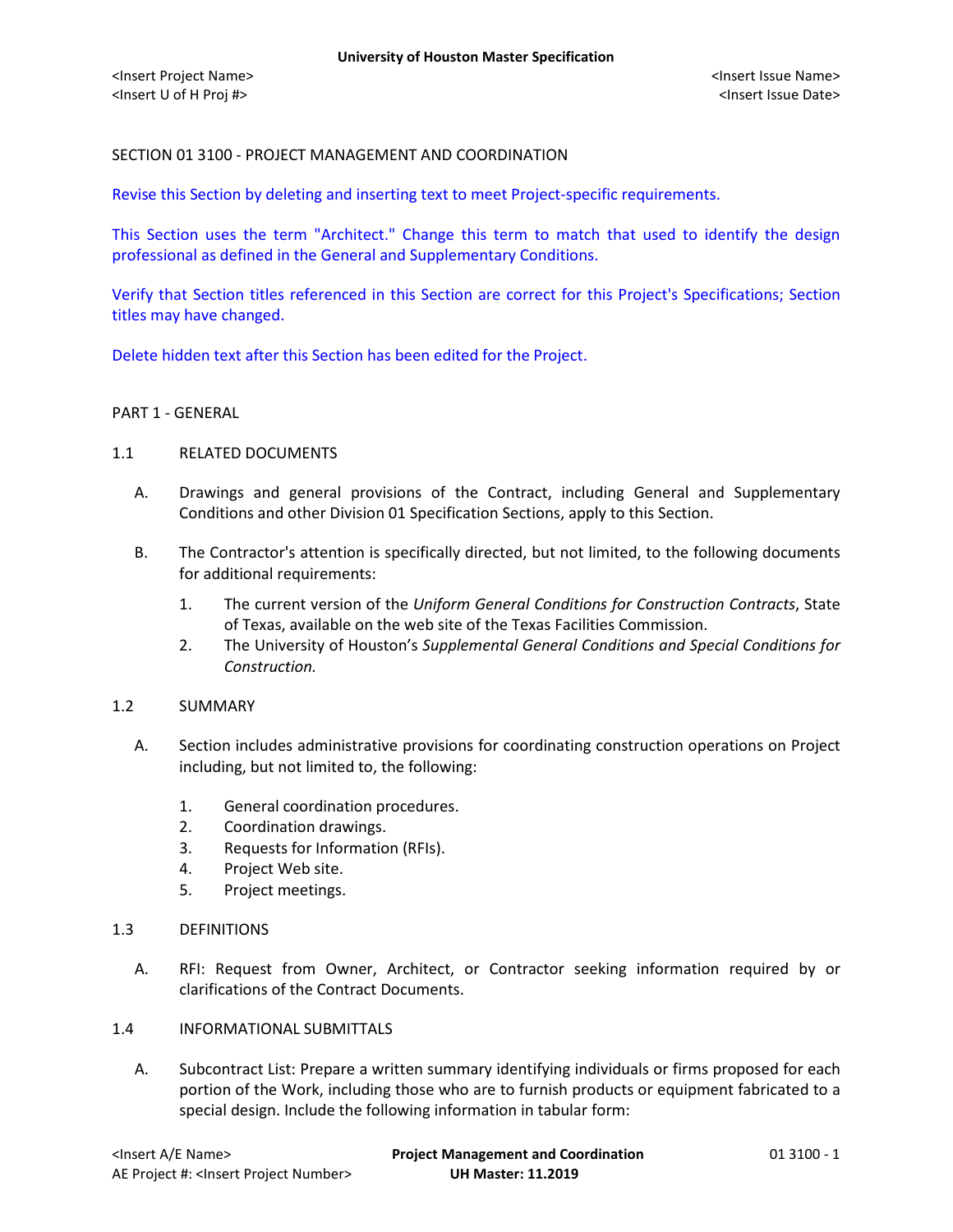SECTION 01 3100 - PROJECT MANAGEMENT AND COORDINATION

Revise this Section by deleting and inserting text to meet Project-specific requirements.

This Section uses the term "Architect." Change this term to match that used to identify the design professional as defined in the General and Supplementary Conditions.

Verify that Section titles referenced in this Section are correct for this Project's Specifications; Section titles may have changed.

Delete hidden text after this Section has been edited for the Project.

## PART 1 - GENERAL

### 1.1 RELATED DOCUMENTS

A. Drawings and general provisions of the Contract, including General and Supplementary Conditions and other Division 01 Specification Sections, apply to this Section.

B. The Contractor's attention is specifically directed, but not limited, to the following documents for additional requirements:

1. The current version of the *Uniform General Conditions for Construction Contracts*, State of Texas, available on the web site of the Texas Facilities Commission.
2. The University of Houston's *Supplemental General Conditions and Special Conditions for Construction.*

### 1.2 SUMMARY

A. Section includes administrative provisions for coordinating construction operations on Project including, but not limited to, the following:

1. General coordination procedures.
2. Coordination drawings.
3. Requests for Information (RFIs).
4. Project Web site.
5. Project meetings.

### 1.3 DEFINITIONS

A. RFI: Request from Owner, Architect, or Contractor seeking information required by or clarifications of the Contract Documents.

### 1.4 INFORMATIONAL SUBMITTALS

A. Subcontract List: Prepare a written summary identifying individuals or firms proposed for each portion of the Work, including those who are to furnish products or equipment fabricated to a special design. Include the following information in tabular form: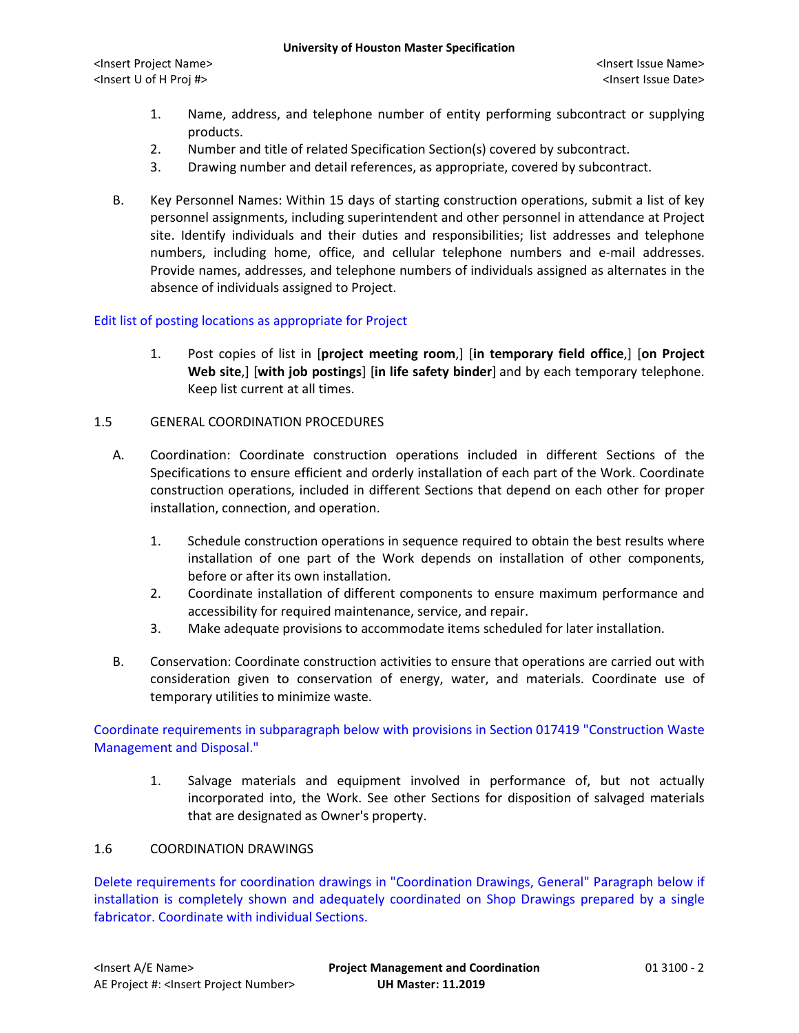1. Name, address, and telephone number of entity performing subcontract or supplying products.
2. Number and title of related Specification Section(s) covered by subcontract.
3. Drawing number and detail references, as appropriate, covered by subcontract.

B. Key Personnel Names: Within 15 days of starting construction operations, submit a list of key personnel assignments, including superintendent and other personnel in attendance at Project site. Identify individuals and their duties and responsibilities; list addresses and telephone numbers, including home, office, and cellular telephone numbers and e-mail addresses. Provide names, addresses, and telephone numbers of individuals assigned as alternates in the absence of individuals assigned to Project.

Edit list of posting locations as appropriate for Project

1. Post copies of list in [**project meeting room**,] [**in temporary field office**,] [**on Project Web site**,] [**with job postings**] [**in life safety binder**] and by each temporary telephone. Keep list current at all times.

## 1.5 GENERAL COORDINATION PROCEDURES

A. Coordination: Coordinate construction operations included in different Sections of the Specifications to ensure efficient and orderly installation of each part of the Work. Coordinate construction operations, included in different Sections that depend on each other for proper installation, connection, and operation.

1. Schedule construction operations in sequence required to obtain the best results where installation of one part of the Work depends on installation of other components, before or after its own installation.
2. Coordinate installation of different components to ensure maximum performance and accessibility for required maintenance, service, and repair.
3. Make adequate provisions to accommodate items scheduled for later installation.

B. Conservation: Coordinate construction activities to ensure that operations are carried out with consideration given to conservation of energy, water, and materials. Coordinate use of temporary utilities to minimize waste.

Coordinate requirements in subparagraph below with provisions in Section 017419 "Construction Waste Management and Disposal."

1. Salvage materials and equipment involved in performance of, but not actually incorporated into, the Work. See other Sections for disposition of salvaged materials that are designated as Owner's property.

## 1.6 COORDINATION DRAWINGS

Delete requirements for coordination drawings in "Coordination Drawings, General" Paragraph below if installation is completely shown and adequately coordinated on Shop Drawings prepared by a single fabricator. Coordinate with individual Sections.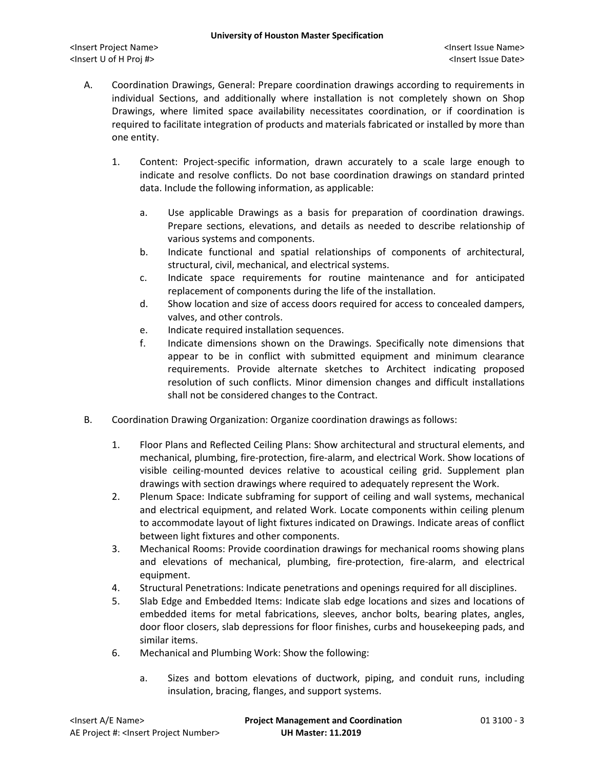A. Coordination Drawings, General: Prepare coordination drawings according to requirements in individual Sections, and additionally where installation is not completely shown on Shop Drawings, where limited space availability necessitates coordination, or if coordination is required to facilitate integration of products and materials fabricated or installed by more than one entity.

   1. Content: Project-specific information, drawn accurately to a scale large enough to indicate and resolve conflicts. Do not base coordination drawings on standard printed data. Include the following information, as applicable:

      a. Use applicable Drawings as a basis for preparation of coordination drawings. Prepare sections, elevations, and details as needed to describe relationship of various systems and components.
      b. Indicate functional and spatial relationships of components of architectural, structural, civil, mechanical, and electrical systems.
      c. Indicate space requirements for routine maintenance and for anticipated replacement of components during the life of the installation.
      d. Show location and size of access doors required for access to concealed dampers, valves, and other controls.
      e. Indicate required installation sequences.
      f. Indicate dimensions shown on the Drawings. Specifically note dimensions that appear to be in conflict with submitted equipment and minimum clearance requirements. Provide alternate sketches to Architect indicating proposed resolution of such conflicts. Minor dimension changes and difficult installations shall not be considered changes to the Contract.

B. Coordination Drawing Organization: Organize coordination drawings as follows:

   1. Floor Plans and Reflected Ceiling Plans: Show architectural and structural elements, and mechanical, plumbing, fire-protection, fire-alarm, and electrical Work. Show locations of visible ceiling-mounted devices relative to acoustical ceiling grid. Supplement plan drawings with section drawings where required to adequately represent the Work.
   2. Plenum Space: Indicate subframing for support of ceiling and wall systems, mechanical and electrical equipment, and related Work. Locate components within ceiling plenum to accommodate layout of light fixtures indicated on Drawings. Indicate areas of conflict between light fixtures and other components.
   3. Mechanical Rooms: Provide coordination drawings for mechanical rooms showing plans and elevations of mechanical, plumbing, fire-protection, fire-alarm, and electrical equipment.
   4. Structural Penetrations: Indicate penetrations and openings required for all disciplines.
   5. Slab Edge and Embedded Items: Indicate slab edge locations and sizes and locations of embedded items for metal fabrications, sleeves, anchor bolts, bearing plates, angles, door floor closers, slab depressions for floor finishes, curbs and housekeeping pads, and similar items.
   6. Mechanical and Plumbing Work: Show the following:

      a. Sizes and bottom elevations of ductwork, piping, and conduit runs, including insulation, bracing, flanges, and support systems.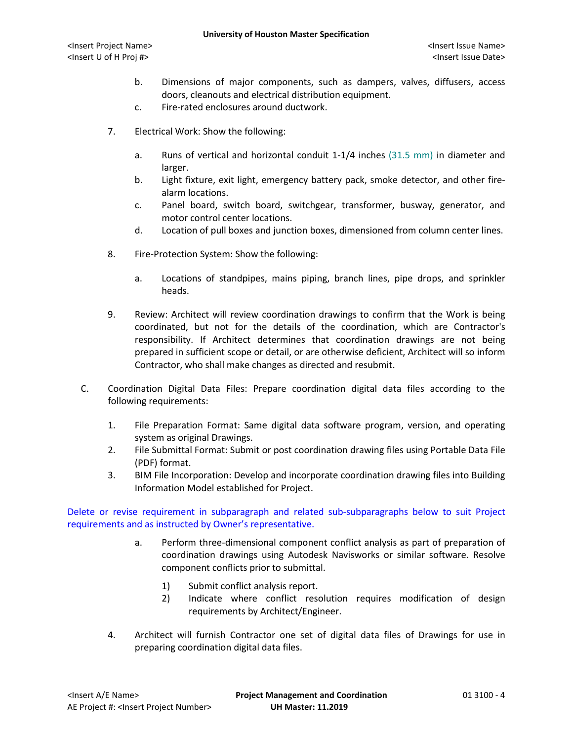b. Dimensions of major components, such as dampers, valves, diffusers, access doors, cleanouts and electrical distribution equipment.

c. Fire-rated enclosures around ductwork.

7. Electrical Work: Show the following:

   a. Runs of vertical and horizontal conduit 1-1/4 inches (31.5 mm) in diameter and larger.

   b. Light fixture, exit light, emergency battery pack, smoke detector, and other fire-alarm locations.

   c. Panel board, switch board, switchgear, transformer, busway, generator, and motor control center locations.

   d. Location of pull boxes and junction boxes, dimensioned from column center lines.

8. Fire-Protection System: Show the following:

   a. Locations of standpipes, mains piping, branch lines, pipe drops, and sprinkler heads.

9. Review: Architect will review coordination drawings to confirm that the Work is being coordinated, but not for the details of the coordination, which are Contractor's responsibility. If Architect determines that coordination drawings are not being prepared in sufficient scope or detail, or are otherwise deficient, Architect will so inform Contractor, who shall make changes as directed and resubmit.

C. Coordination Digital Data Files: Prepare coordination digital data files according to the following requirements:

1. File Preparation Format: Same digital data software program, version, and operating system as original Drawings.

2. File Submittal Format: Submit or post coordination drawing files using Portable Data File (PDF) format.

3. BIM File Incorporation: Develop and incorporate coordination drawing files into Building Information Model established for Project.

Delete or revise requirement in subparagraph and related sub-subparagraphs below to suit Project requirements and as instructed by Owner's representative.

   a. Perform three-dimensional component conflict analysis as part of preparation of coordination drawings using Autodesk Navisworks or similar software. Resolve component conflicts prior to submittal.

      1) Submit conflict analysis report.

      2) Indicate where conflict resolution requires modification of design requirements by Architect/Engineer.

4. Architect will furnish Contractor one set of digital data files of Drawings for use in preparing coordination digital data files.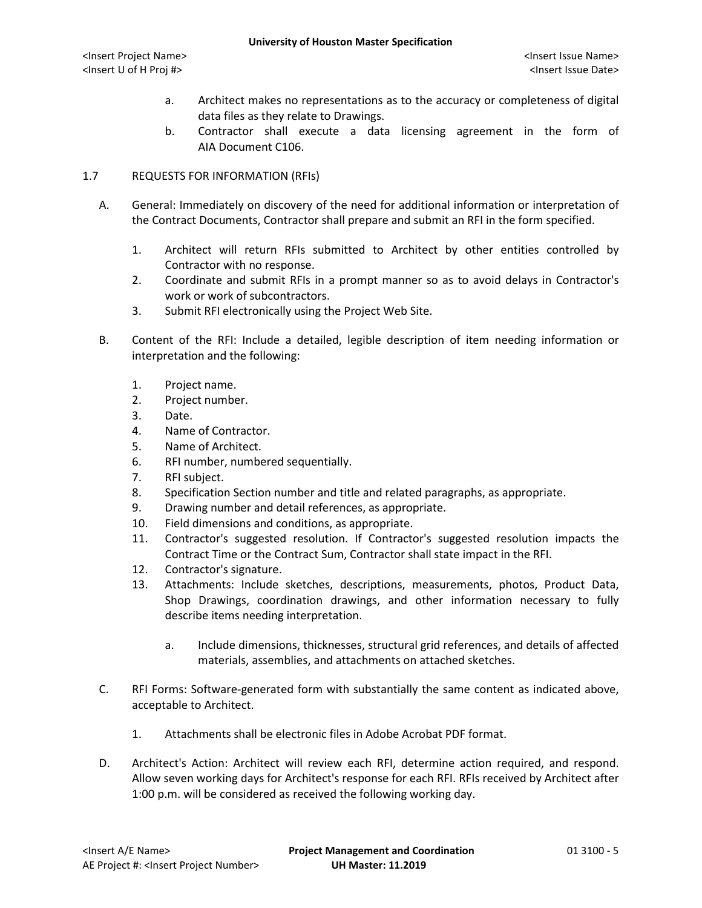a. Architect makes no representations as to the accuracy or completeness of digital data files as they relate to Drawings.
b. Contractor shall execute a data licensing agreement in the form of AIA Document C106.

## 1.7 REQUESTS FOR INFORMATION (RFIs)

A. General: Immediately on discovery of the need for additional information or interpretation of the Contract Documents, Contractor shall prepare and submit an RFI in the form specified.

1. Architect will return RFIs submitted to Architect by other entities controlled by Contractor with no response.
2. Coordinate and submit RFIs in a prompt manner so as to avoid delays in Contractor's work or work of subcontractors.
3. Submit RFI electronically using the Project Web Site.

B. Content of the RFI: Include a detailed, legible description of item needing information or interpretation and the following:

1. Project name.
2. Project number.
3. Date.
4. Name of Contractor.
5. Name of Architect.
6. RFI number, numbered sequentially.
7. RFI subject.
8. Specification Section number and title and related paragraphs, as appropriate.
9. Drawing number and detail references, as appropriate.
10. Field dimensions and conditions, as appropriate.
11. Contractor's suggested resolution. If Contractor's suggested resolution impacts the Contract Time or the Contract Sum, Contractor shall state impact in the RFI.
12. Contractor's signature.
13. Attachments: Include sketches, descriptions, measurements, photos, Product Data, Shop Drawings, coordination drawings, and other information necessary to fully describe items needing interpretation.

    a. Include dimensions, thicknesses, structural grid references, and details of affected materials, assemblies, and attachments on attached sketches.

C. RFI Forms: Software-generated form with substantially the same content as indicated above, acceptable to Architect.

1. Attachments shall be electronic files in Adobe Acrobat PDF format.

D. Architect's Action: Architect will review each RFI, determine action required, and respond. Allow seven working days for Architect's response for each RFI. RFIs received by Architect after 1:00 p.m. will be considered as received the following working day.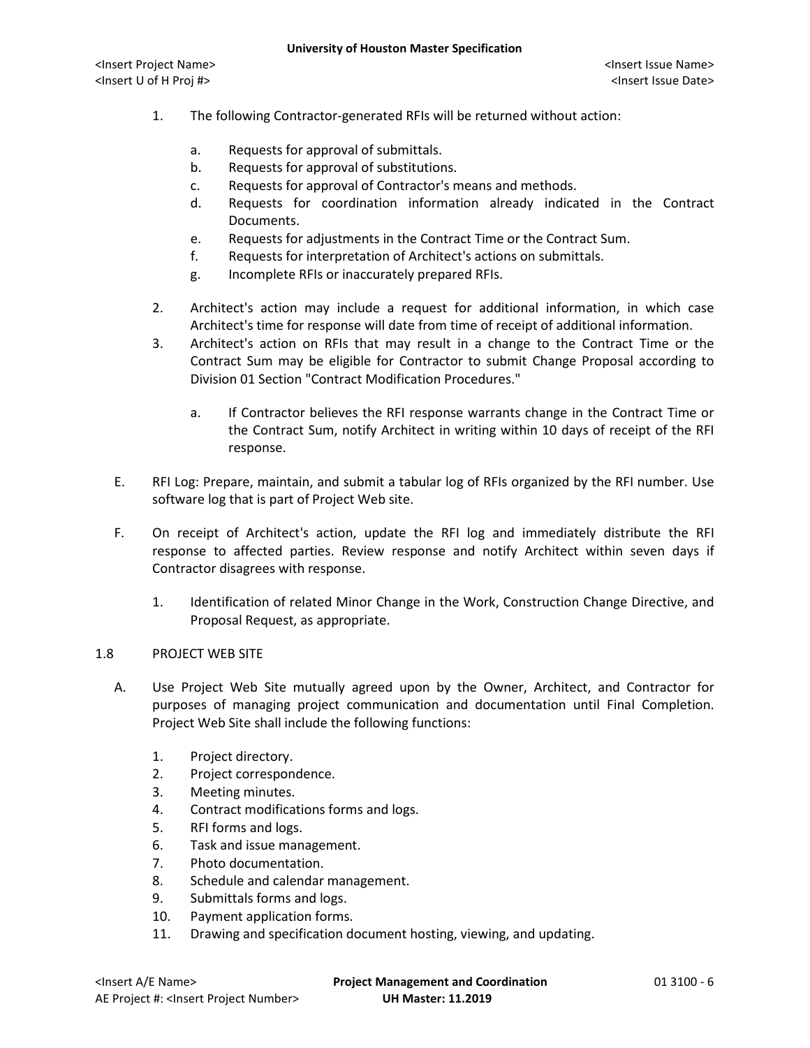1. The following Contractor-generated RFIs will be returned without action:

    a. Requests for approval of submittals.
    b. Requests for approval of substitutions.
    c. Requests for approval of Contractor's means and methods.
    d. Requests for coordination information already indicated in the Contract Documents.
    e. Requests for adjustments in the Contract Time or the Contract Sum.
    f. Requests for interpretation of Architect's actions on submittals.
    g. Incomplete RFIs or inaccurately prepared RFIs.

2. Architect's action may include a request for additional information, in which case Architect's time for response will date from time of receipt of additional information.
3. Architect's action on RFIs that may result in a change to the Contract Time or the Contract Sum may be eligible for Contractor to submit Change Proposal according to Division 01 Section "Contract Modification Procedures."

    a. If Contractor believes the RFI response warrants change in the Contract Time or the Contract Sum, notify Architect in writing within 10 days of receipt of the RFI response.

E. RFI Log: Prepare, maintain, and submit a tabular log of RFIs organized by the RFI number. Use software log that is part of Project Web site.

F. On receipt of Architect's action, update the RFI log and immediately distribute the RFI response to affected parties. Review response and notify Architect within seven days if Contractor disagrees with response.

1. Identification of related Minor Change in the Work, Construction Change Directive, and Proposal Request, as appropriate.

1.8 PROJECT WEB SITE

A. Use Project Web Site mutually agreed upon by the Owner, Architect, and Contractor for purposes of managing project communication and documentation until Final Completion. Project Web Site shall include the following functions:

1. Project directory.
2. Project correspondence.
3. Meeting minutes.
4. Contract modifications forms and logs.
5. RFI forms and logs.
6. Task and issue management.
7. Photo documentation.
8. Schedule and calendar management.
9. Submittals forms and logs.
10. Payment application forms.
11. Drawing and specification document hosting, viewing, and updating.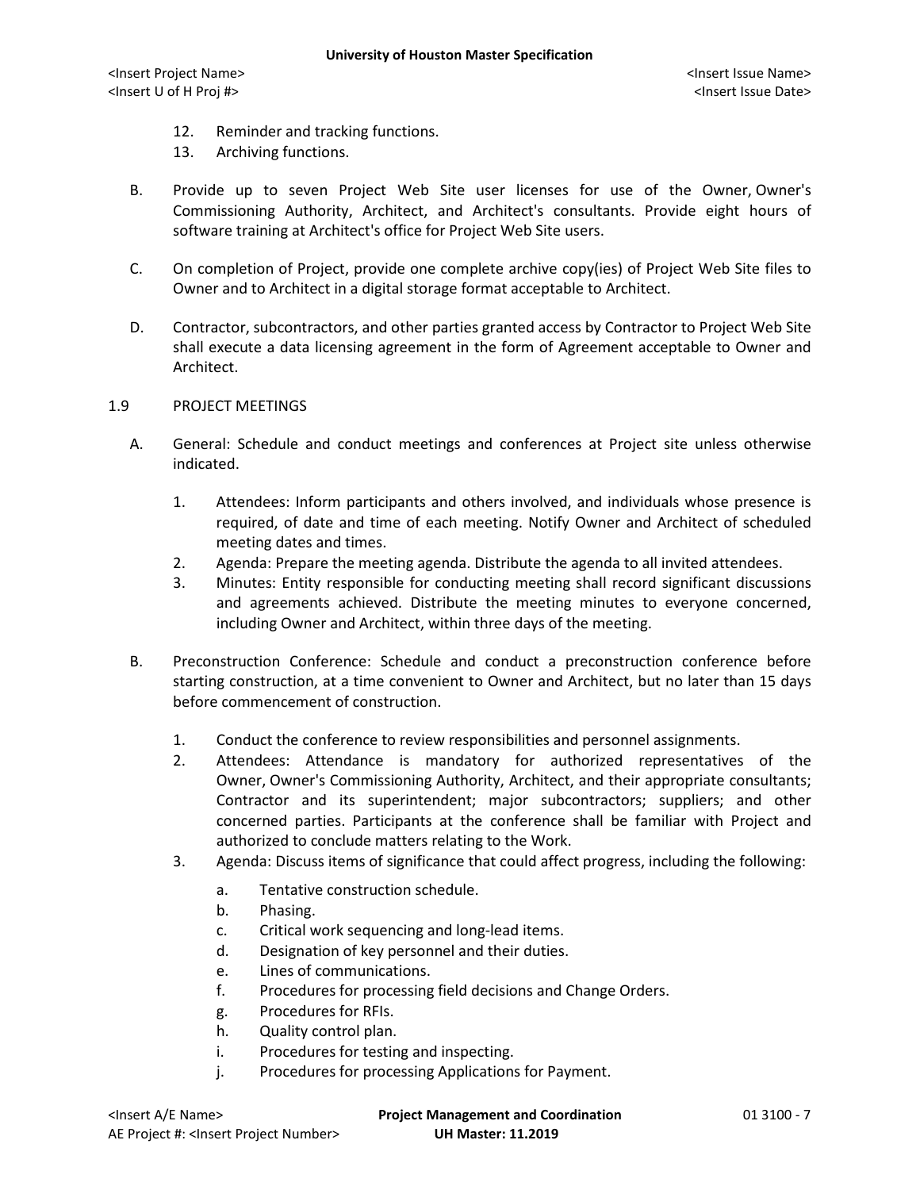12. Reminder and tracking functions.
13. Archiving functions.

B. Provide up to seven Project Web Site user licenses for use of the Owner, Owner's Commissioning Authority, Architect, and Architect's consultants. Provide eight hours of software training at Architect's office for Project Web Site users.

C. On completion of Project, provide one complete archive copy(ies) of Project Web Site files to Owner and to Architect in a digital storage format acceptable to Architect.

D. Contractor, subcontractors, and other parties granted access by Contractor to Project Web Site shall execute a data licensing agreement in the form of Agreement acceptable to Owner and Architect.

1.9 PROJECT MEETINGS

A. General: Schedule and conduct meetings and conferences at Project site unless otherwise indicated.

1. Attendees: Inform participants and others involved, and individuals whose presence is required, of date and time of each meeting. Notify Owner and Architect of scheduled meeting dates and times.
2. Agenda: Prepare the meeting agenda. Distribute the agenda to all invited attendees.
3. Minutes: Entity responsible for conducting meeting shall record significant discussions and agreements achieved. Distribute the meeting minutes to everyone concerned, including Owner and Architect, within three days of the meeting.

B. Preconstruction Conference: Schedule and conduct a preconstruction conference before starting construction, at a time convenient to Owner and Architect, but no later than 15 days before commencement of construction.

1. Conduct the conference to review responsibilities and personnel assignments.
2. Attendees: Attendance is mandatory for authorized representatives of the Owner, Owner's Commissioning Authority, Architect, and their appropriate consultants; Contractor and its superintendent; major subcontractors; suppliers; and other concerned parties. Participants at the conference shall be familiar with Project and authorized to conclude matters relating to the Work.
3. Agenda: Discuss items of significance that could affect progress, including the following:
   a. Tentative construction schedule.
   b. Phasing.
   c. Critical work sequencing and long-lead items.
   d. Designation of key personnel and their duties.
   e. Lines of communications.
   f. Procedures for processing field decisions and Change Orders.
   g. Procedures for RFIs.
   h. Quality control plan.
   i. Procedures for testing and inspecting.
   j. Procedures for processing Applications for Payment.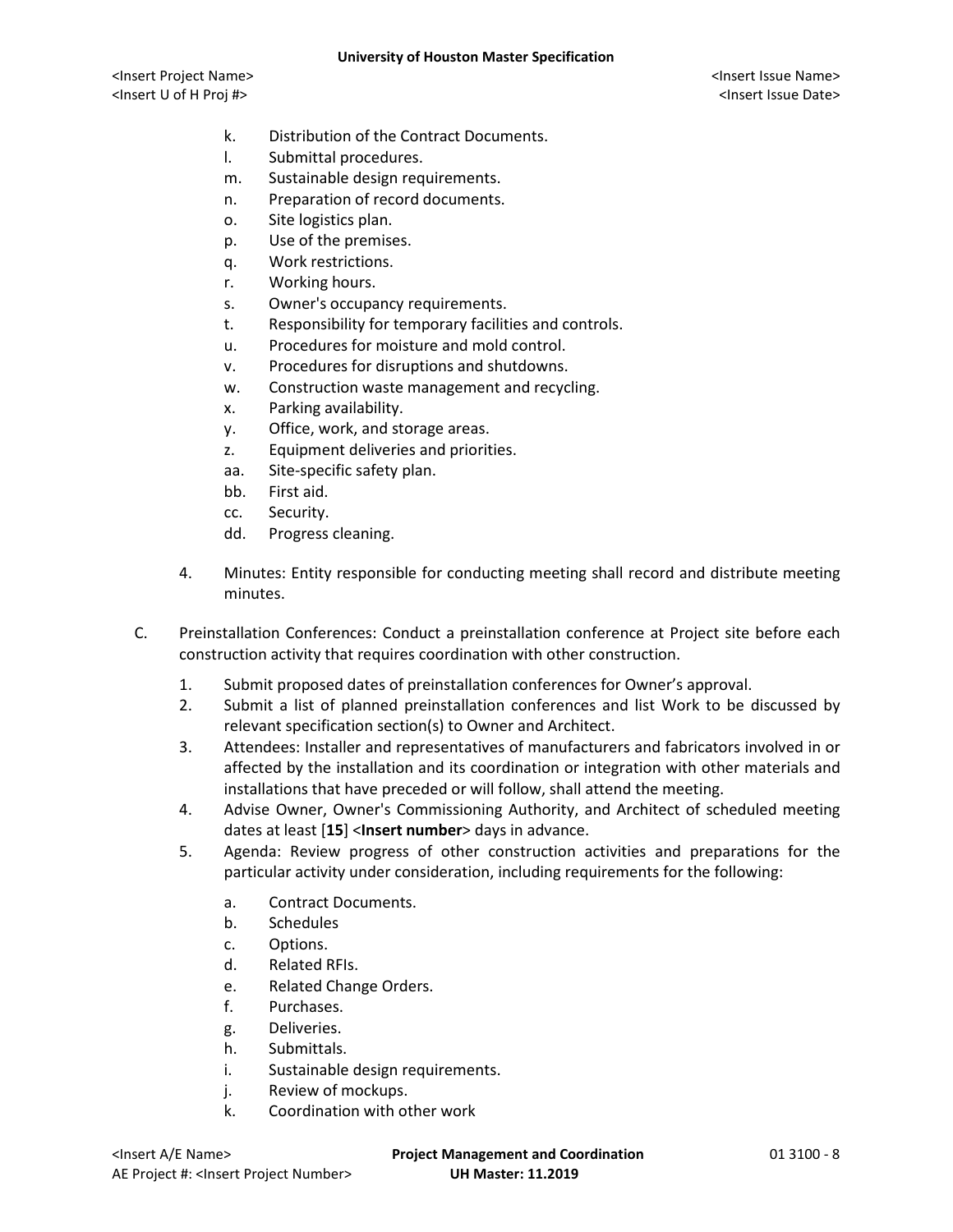k. Distribution of the Contract Documents.
l. Submittal procedures.
m. Sustainable design requirements.
n. Preparation of record documents.
o. Site logistics plan.
p. Use of the premises.
q. Work restrictions.
r. Working hours.
s. Owner's occupancy requirements.
t. Responsibility for temporary facilities and controls.
u. Procedures for moisture and mold control.
v. Procedures for disruptions and shutdowns.
w. Construction waste management and recycling.
x. Parking availability.
y. Office, work, and storage areas.
z. Equipment deliveries and priorities.
aa. Site-specific safety plan.
bb. First aid.
cc. Security.
dd. Progress cleaning.

4. Minutes: Entity responsible for conducting meeting shall record and distribute meeting minutes.

C. Preinstallation Conferences: Conduct a preinstallation conference at Project site before each construction activity that requires coordination with other construction.

1. Submit proposed dates of preinstallation conferences for Owner's approval.
2. Submit a list of planned preinstallation conferences and list Work to be discussed by relevant specification section(s) to Owner and Architect.
3. Attendees: Installer and representatives of manufacturers and fabricators involved in or affected by the installation and its coordination or integration with other materials and installations that have preceded or will follow, shall attend the meeting.
4. Advise Owner, Owner's Commissioning Authority, and Architect of scheduled meeting dates at least [**15**] <**Insert number**> days in advance.
5. Agenda: Review progress of other construction activities and preparations for the particular activity under consideration, including requirements for the following:

a. Contract Documents.
b. Schedules
c. Options.
d. Related RFIs.
e. Related Change Orders.
f. Purchases.
g. Deliveries.
h. Submittals.
i. Sustainable design requirements.
j. Review of mockups.
k. Coordination with other work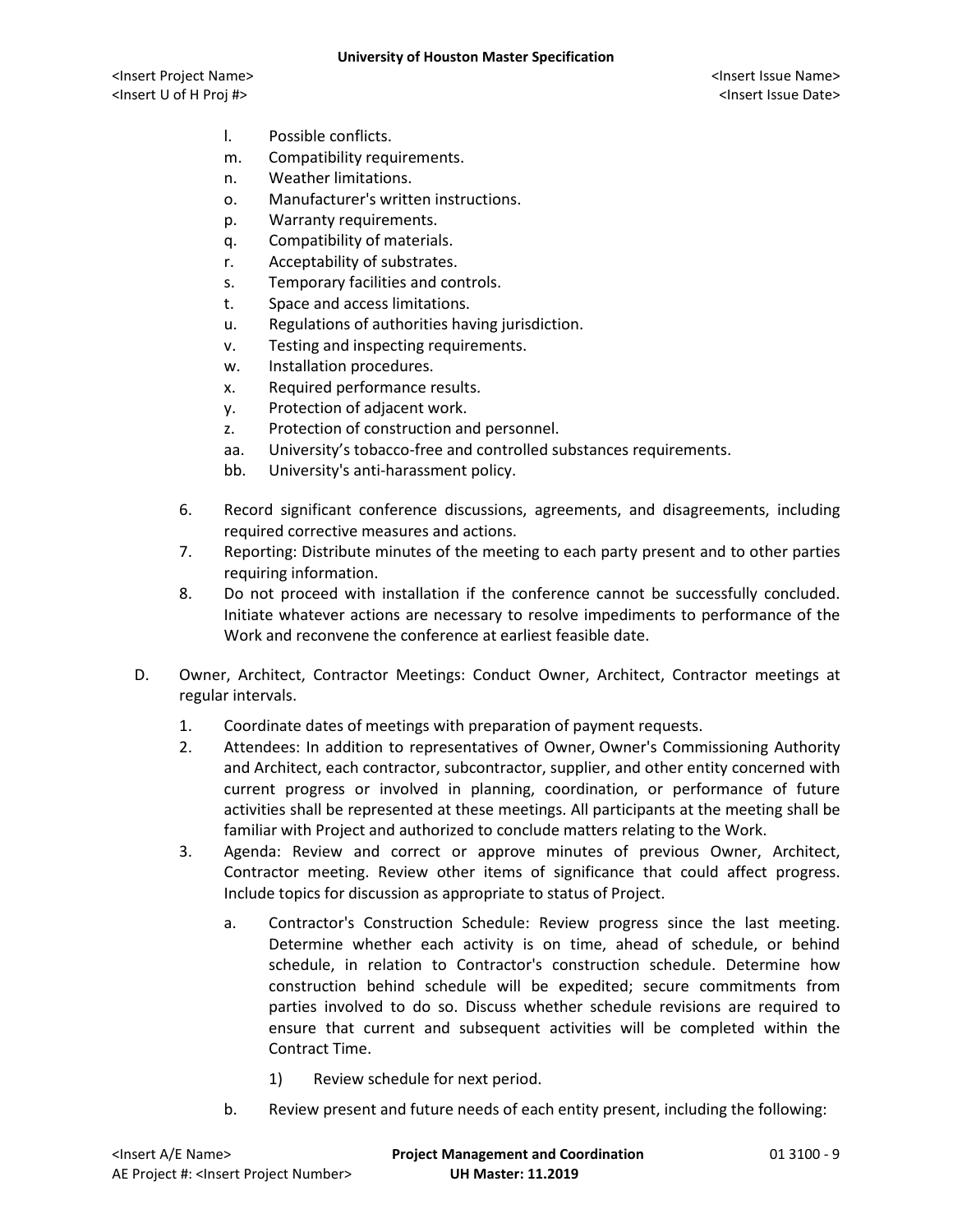l. Possible conflicts.
m. Compatibility requirements.
n. Weather limitations.
o. Manufacturer's written instructions.
p. Warranty requirements.
q. Compatibility of materials.
r. Acceptability of substrates.
s. Temporary facilities and controls.
t. Space and access limitations.
u. Regulations of authorities having jurisdiction.
v. Testing and inspecting requirements.
w. Installation procedures.
x. Required performance results.
y. Protection of adjacent work.
z. Protection of construction and personnel.
aa. University's tobacco-free and controlled substances requirements.
bb. University's anti-harassment policy.

6. Record significant conference discussions, agreements, and disagreements, including required corrective measures and actions.
7. Reporting: Distribute minutes of the meeting to each party present and to other parties requiring information.
8. Do not proceed with installation if the conference cannot be successfully concluded. Initiate whatever actions are necessary to resolve impediments to performance of the Work and reconvene the conference at earliest feasible date.

D. Owner, Architect, Contractor Meetings: Conduct Owner, Architect, Contractor meetings at regular intervals.

1. Coordinate dates of meetings with preparation of payment requests.
2. Attendees: In addition to representatives of Owner, Owner's Commissioning Authority and Architect, each contractor, subcontractor, supplier, and other entity concerned with current progress or involved in planning, coordination, or performance of future activities shall be represented at these meetings. All participants at the meeting shall be familiar with Project and authorized to conclude matters relating to the Work.
3. Agenda: Review and correct or approve minutes of previous Owner, Architect, Contractor meeting. Review other items of significance that could affect progress. Include topics for discussion as appropriate to status of Project.

    a. Contractor's Construction Schedule: Review progress since the last meeting. Determine whether each activity is on time, ahead of schedule, or behind schedule, in relation to Contractor's construction schedule. Determine how construction behind schedule will be expedited; secure commitments from parties involved to do so. Discuss whether schedule revisions are required to ensure that current and subsequent activities will be completed within the Contract Time.

        1) Review schedule for next period.

    b. Review present and future needs of each entity present, including the following: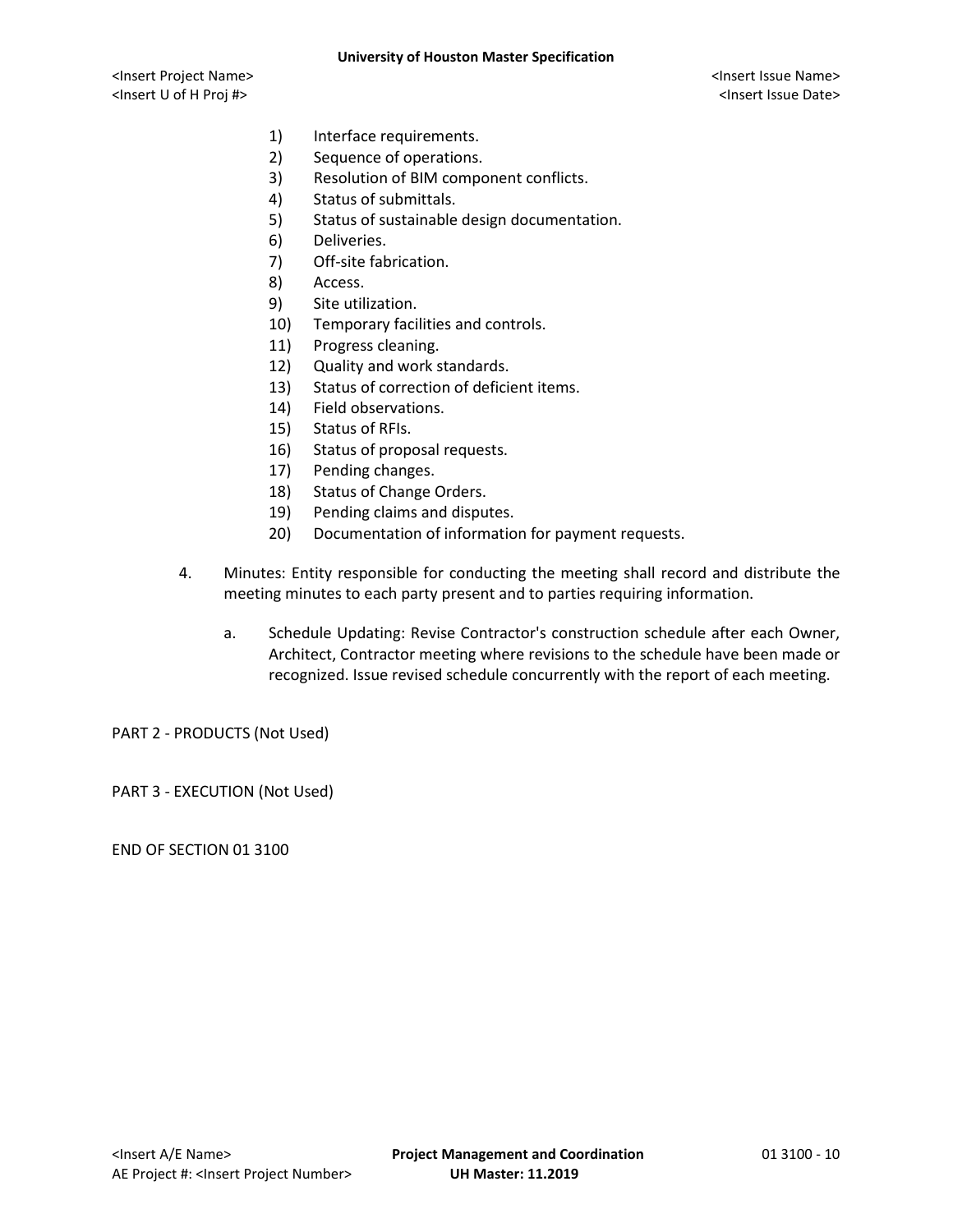1) Interface requirements.
2) Sequence of operations.
3) Resolution of BIM component conflicts.
4) Status of submittals.
5) Status of sustainable design documentation.
6) Deliveries.
7) Off-site fabrication.
8) Access.
9) Site utilization.
10) Temporary facilities and controls.
11) Progress cleaning.
12) Quality and work standards.
13) Status of correction of deficient items.
14) Field observations.
15) Status of RFIs.
16) Status of proposal requests.
17) Pending changes.
18) Status of Change Orders.
19) Pending claims and disputes.
20) Documentation of information for payment requests.

4. Minutes: Entity responsible for conducting the meeting shall record and distribute the meeting minutes to each party present and to parties requiring information.

   a. Schedule Updating: Revise Contractor's construction schedule after each Owner, Architect, Contractor meeting where revisions to the schedule have been made or recognized. Issue revised schedule concurrently with the report of each meeting.

PART 2 - PRODUCTS (Not Used)

PART 3 - EXECUTION (Not Used)

END OF SECTION 01 3100